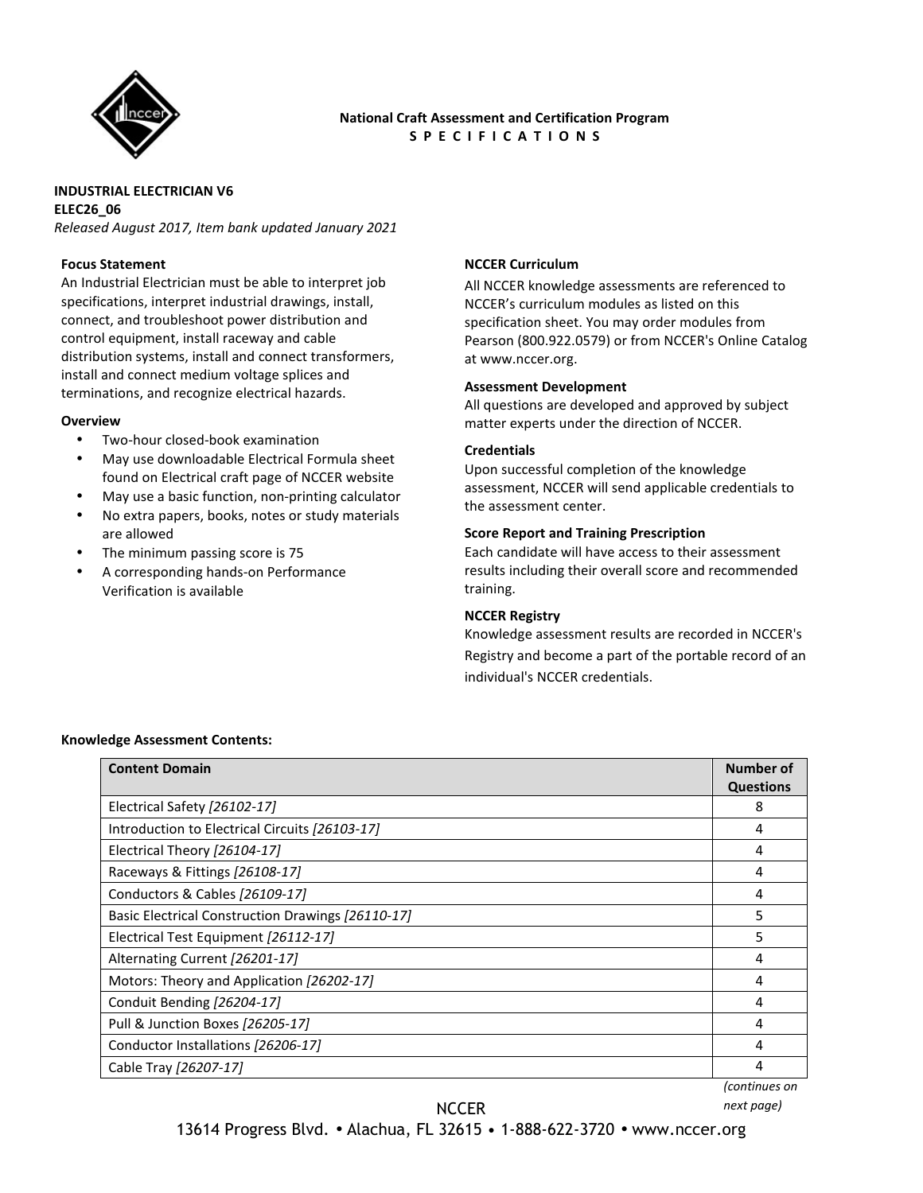**National Craft Assessment and Certification Program**
**S P E C I F I C A T I O N S**

**INDUSTRIAL ELECTRICIAN V6**
**ELEC26_06**
*Released August 2017, Item bank updated January 2021*

### Focus Statement

An Industrial Electrician must be able to interpret job specifications, interpret industrial drawings, install, connect, and troubleshoot power distribution and control equipment, install raceway and cable distribution systems, install and connect transformers, install and connect medium voltage splices and terminations, and recognize electrical hazards.

### Overview

- Two-hour closed-book examination
- May use downloadable Electrical Formula sheet found on Electrical craft page of NCCER website
- May use a basic function, non-printing calculator
- No extra papers, books, notes or study materials are allowed
- The minimum passing score is 75
- A corresponding hands-on Performance Verification is available

### NCCER Curriculum

All NCCER knowledge assessments are referenced to NCCER's curriculum modules as listed on this specification sheet. You may order modules from Pearson (800.922.0579) or from NCCER's Online Catalog at www.nccer.org.

### Assessment Development

All questions are developed and approved by subject matter experts under the direction of NCCER.

### Credentials

Upon successful completion of the knowledge assessment, NCCER will send applicable credentials to the assessment center.

### Score Report and Training Prescription

Each candidate will have access to their assessment results including their overall score and recommended training.

### NCCER Registry

Knowledge assessment results are recorded in NCCER's Registry and become a part of the portable record of an individual's NCCER credentials.

### Knowledge Assessment Contents:

| Content Domain | Number of Questions |
|---|---|
| Electrical Safety *[26102-17]* | 8 |
| Introduction to Electrical Circuits *[26103-17]* | 4 |
| Electrical Theory *[26104-17]* | 4 |
| Raceways & Fittings *[26108-17]* | 4 |
| Conductors & Cables *[26109-17]* | 4 |
| Basic Electrical Construction Drawings *[26110-17]* | 5 |
| Electrical Test Equipment *[26112-17]* | 5 |
| Alternating Current *[26201-17]* | 4 |
| Motors: Theory and Application *[26202-17]* | 4 |
| Conduit Bending *[26204-17]* | 4 |
| Pull & Junction Boxes *[26205-17]* | 4 |
| Conductor Installations *[26206-17]* | 4 |
| Cable Tray *[26207-17]* | 4 |

*(continues on next page)*

NCCER
13614 Progress Blvd. • Alachua, FL 32615 • 1-888-622-3720 • www.nccer.org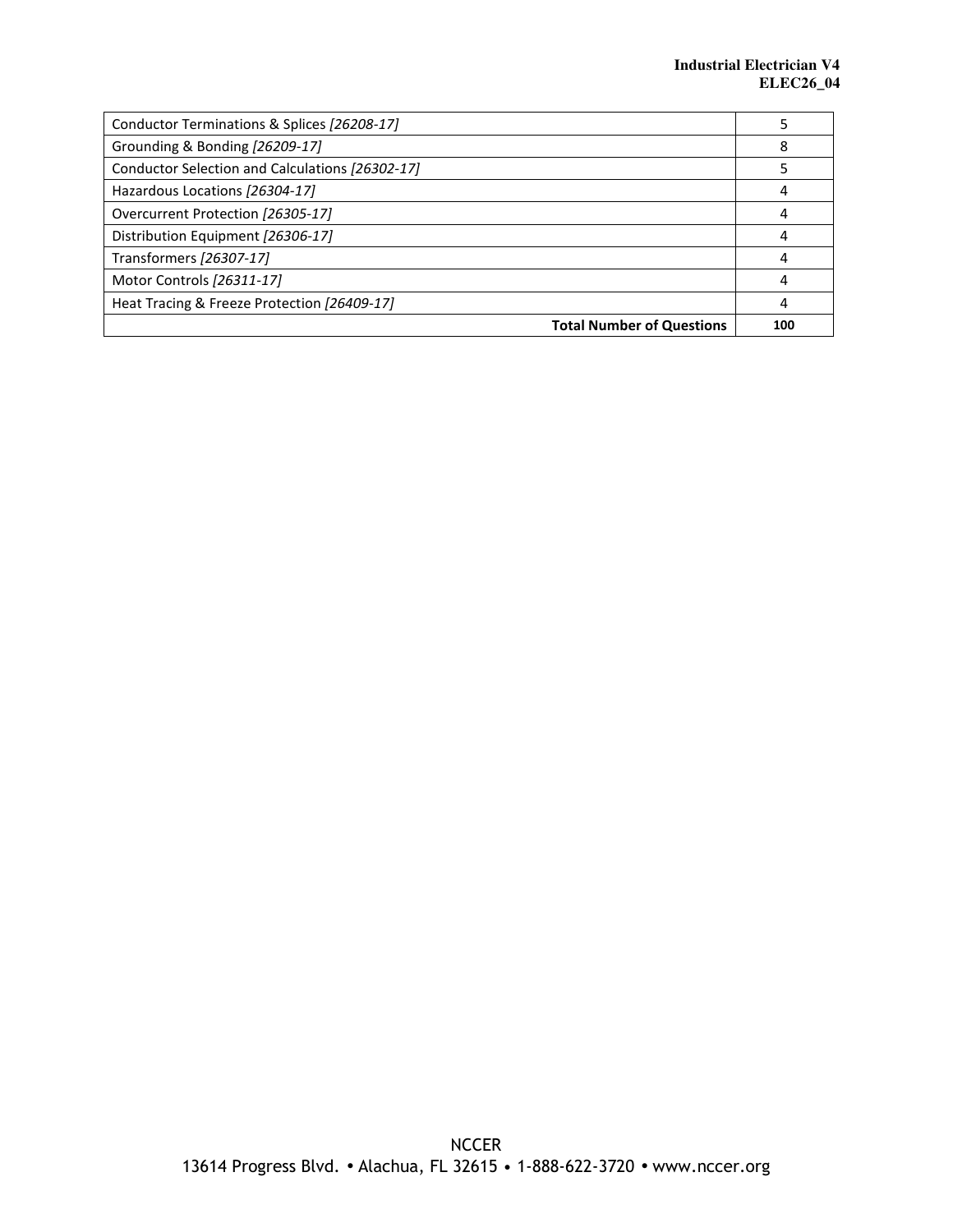| | |
|---|---|
| Conductor Terminations & Splices *[26208-17]* | 5 |
| Grounding & Bonding *[26209-17]* | 8 |
| Conductor Selection and Calculations *[26302-17]* | 5 |
| Hazardous Locations *[26304-17]* | 4 |
| Overcurrent Protection *[26305-17]* | 4 |
| Distribution Equipment *[26306-17]* | 4 |
| Transformers *[26307-17]* | 4 |
| Motor Controls *[26311-17]* | 4 |
| Heat Tracing & Freeze Protection *[26409-17]* | 4 |
| **Total Number of Questions** | **100** |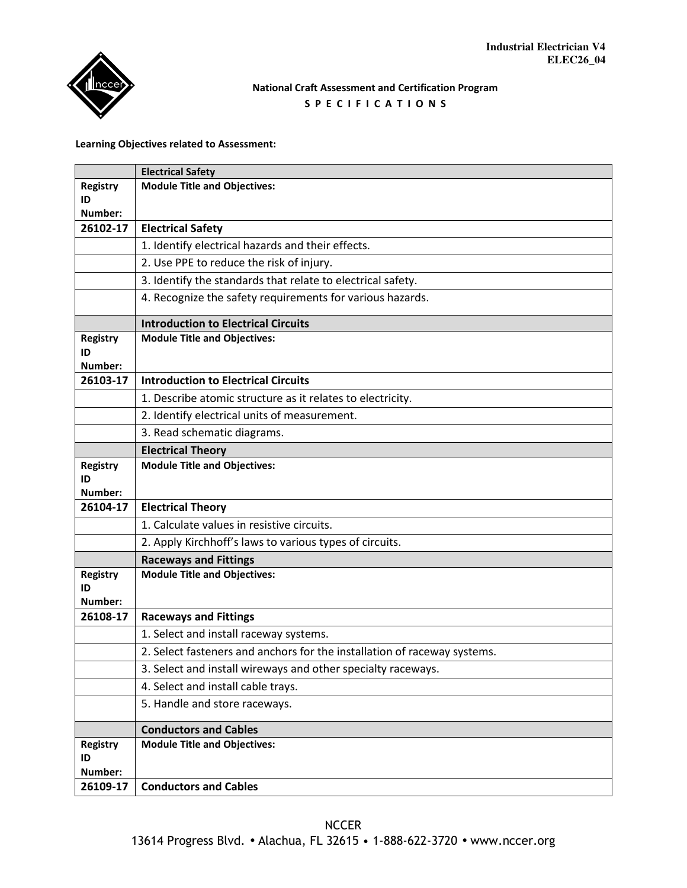**Learning Objectives related to Assessment:**

| | Electrical Safety |
|---|---|
| **Registry ID Number:** | **Module Title and Objectives:** |
| **26102-17** | **Electrical Safety** |
| | 1. Identify electrical hazards and their effects. |
| | 2. Use PPE to reduce the risk of injury. |
| | 3. Identify the standards that relate to electrical safety. |
| | 4. Recognize the safety requirements for various hazards. |
| | **Introduction to Electrical Circuits** |
| **Registry ID Number:** | **Module Title and Objectives:** |
| **26103-17** | **Introduction to Electrical Circuits** |
| | 1. Describe atomic structure as it relates to electricity. |
| | 2. Identify electrical units of measurement. |
| | 3. Read schematic diagrams. |
| | **Electrical Theory** |
| **Registry ID Number:** | **Module Title and Objectives:** |
| **26104-17** | **Electrical Theory** |
| | 1. Calculate values in resistive circuits. |
| | 2. Apply Kirchhoff's laws to various types of circuits. |
| | **Raceways and Fittings** |
| **Registry ID Number:** | **Module Title and Objectives:** |
| **26108-17** | **Raceways and Fittings** |
| | 1. Select and install raceway systems. |
| | 2. Select fasteners and anchors for the installation of raceway systems. |
| | 3. Select and install wireways and other specialty raceways. |
| | 4. Select and install cable trays. |
| | 5. Handle and store raceways. |
| | **Conductors and Cables** |
| **Registry ID Number:** | **Module Title and Objectives:** |
| **26109-17** | **Conductors and Cables** |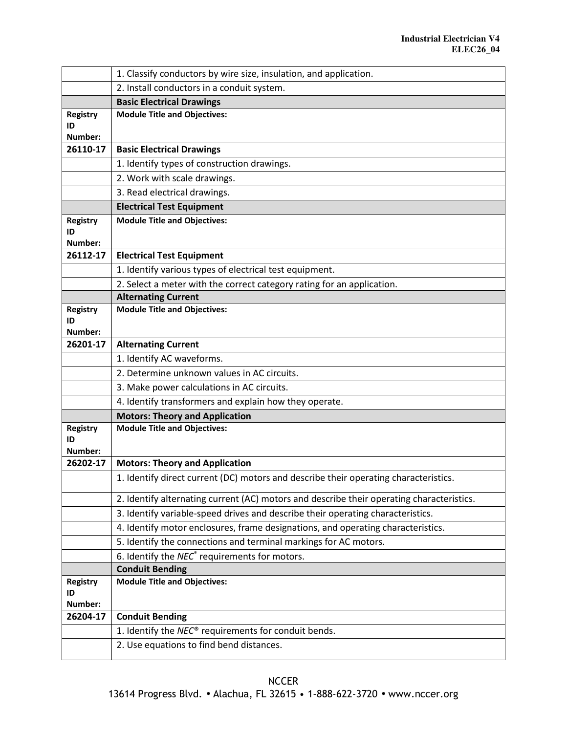| | 1. Classify conductors by wire size, insulation, and application. |
|---|---|
| | 2. Install conductors in a conduit system. |
| | **Basic Electrical Drawings** |
| **Registry ID Number:** | **Module Title and Objectives:** |
| **26110-17** | **Basic Electrical Drawings** |
| | 1. Identify types of construction drawings. |
| | 2. Work with scale drawings. |
| | 3. Read electrical drawings. |
| | **Electrical Test Equipment** |
| **Registry ID Number:** | **Module Title and Objectives:** |
| **26112-17** | **Electrical Test Equipment** |
| | 1. Identify various types of electrical test equipment. |
| | 2. Select a meter with the correct category rating for an application. |
| | **Alternating Current** |
| **Registry ID Number:** | **Module Title and Objectives:** |
| **26201-17** | **Alternating Current** |
| | 1. Identify AC waveforms. |
| | 2. Determine unknown values in AC circuits. |
| | 3. Make power calculations in AC circuits. |
| | 4. Identify transformers and explain how they operate. |
| | **Motors: Theory and Application** |
| **Registry ID Number:** | **Module Title and Objectives:** |
| **26202-17** | **Motors: Theory and Application** |
| | 1. Identify direct current (DC) motors and describe their operating characteristics. |
| | 2. Identify alternating current (AC) motors and describe their operating characteristics. |
| | 3. Identify variable-speed drives and describe their operating characteristics. |
| | 4. Identify motor enclosures, frame designations, and operating characteristics. |
| | 5. Identify the connections and terminal markings for AC motors. |
| | 6. Identify the *NEC*® requirements for motors. |
| | **Conduit Bending** |
| **Registry ID Number:** | **Module Title and Objectives:** |
| **26204-17** | **Conduit Bending** |
| | 1. Identify the *NEC*® requirements for conduit bends. |
| | 2. Use equations to find bend distances. |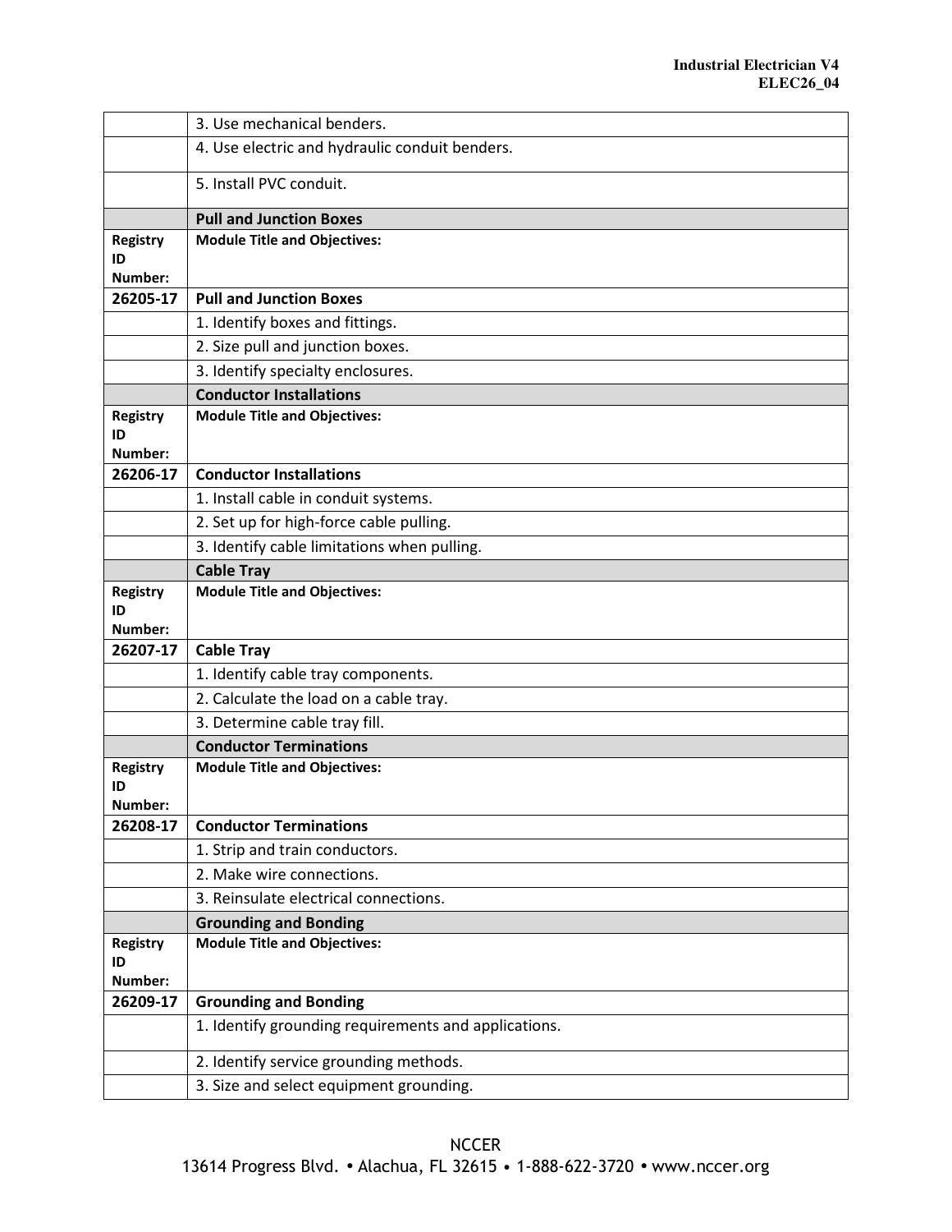| | |
|---|---|
| | 3. Use mechanical benders. |
| | 4. Use electric and hydraulic conduit benders. |
| | 5. Install PVC conduit. |
| | **Pull and Junction Boxes** |
| **Registry ID Number:** | **Module Title and Objectives:** |
| **26205-17** | **Pull and Junction Boxes** |
| | 1. Identify boxes and fittings. |
| | 2. Size pull and junction boxes. |
| | 3. Identify specialty enclosures. |
| | **Conductor Installations** |
| **Registry ID Number:** | **Module Title and Objectives:** |
| **26206-17** | **Conductor Installations** |
| | 1. Install cable in conduit systems. |
| | 2. Set up for high-force cable pulling. |
| | 3. Identify cable limitations when pulling. |
| | **Cable Tray** |
| **Registry ID Number:** | **Module Title and Objectives:** |
| **26207-17** | **Cable Tray** |
| | 1. Identify cable tray components. |
| | 2. Calculate the load on a cable tray. |
| | 3. Determine cable tray fill. |
| | **Conductor Terminations** |
| **Registry ID Number:** | **Module Title and Objectives:** |
| **26208-17** | **Conductor Terminations** |
| | 1. Strip and train conductors. |
| | 2. Make wire connections. |
| | 3. Reinsulate electrical connections. |
| | **Grounding and Bonding** |
| **Registry ID Number:** | **Module Title and Objectives:** |
| **26209-17** | **Grounding and Bonding** |
| | 1. Identify grounding requirements and applications. |
| | 2. Identify service grounding methods. |
| | 3. Size and select equipment grounding. |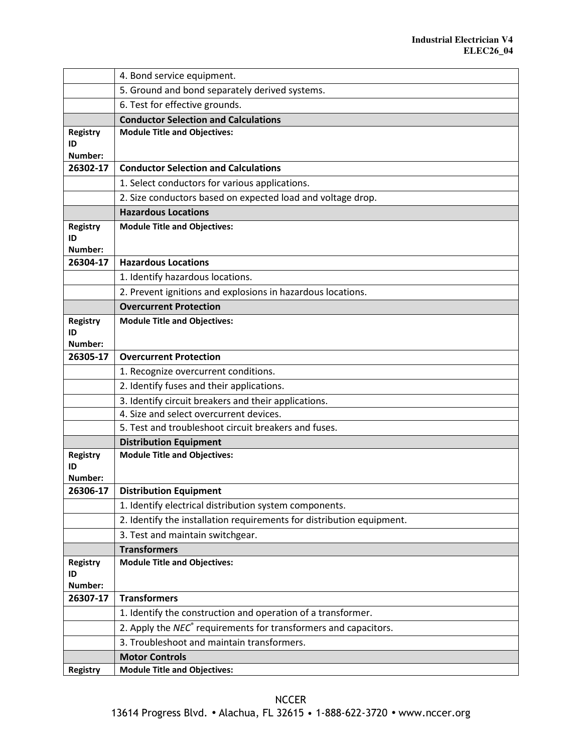| | |
|---|---|
| | 4. Bond service equipment. |
| | 5. Ground and bond separately derived systems. |
| | 6. Test for effective grounds. |
| | **Conductor Selection and Calculations** |
| **Registry ID Number:** | **Module Title and Objectives:** |
| **26302-17** | **Conductor Selection and Calculations** |
| | 1. Select conductors for various applications. |
| | 2. Size conductors based on expected load and voltage drop. |
| | **Hazardous Locations** |
| **Registry ID Number:** | **Module Title and Objectives:** |
| **26304-17** | **Hazardous Locations** |
| | 1. Identify hazardous locations. |
| | 2. Prevent ignitions and explosions in hazardous locations. |
| | **Overcurrent Protection** |
| **Registry ID Number:** | **Module Title and Objectives:** |
| **26305-17** | **Overcurrent Protection** |
| | 1. Recognize overcurrent conditions. |
| | 2. Identify fuses and their applications. |
| | 3. Identify circuit breakers and their applications. |
| | 4. Size and select overcurrent devices. |
| | 5. Test and troubleshoot circuit breakers and fuses. |
| | **Distribution Equipment** |
| **Registry ID Number:** | **Module Title and Objectives:** |
| **26306-17** | **Distribution Equipment** |
| | 1. Identify electrical distribution system components. |
| | 2. Identify the installation requirements for distribution equipment. |
| | 3. Test and maintain switchgear. |
| | **Transformers** |
| **Registry ID Number:** | **Module Title and Objectives:** |
| **26307-17** | **Transformers** |
| | 1. Identify the construction and operation of a transformer. |
| | 2. Apply the *NEC*® requirements for transformers and capacitors. |
| | 3. Troubleshoot and maintain transformers. |
| | **Motor Controls** |
| **Registry** | **Module Title and Objectives:** |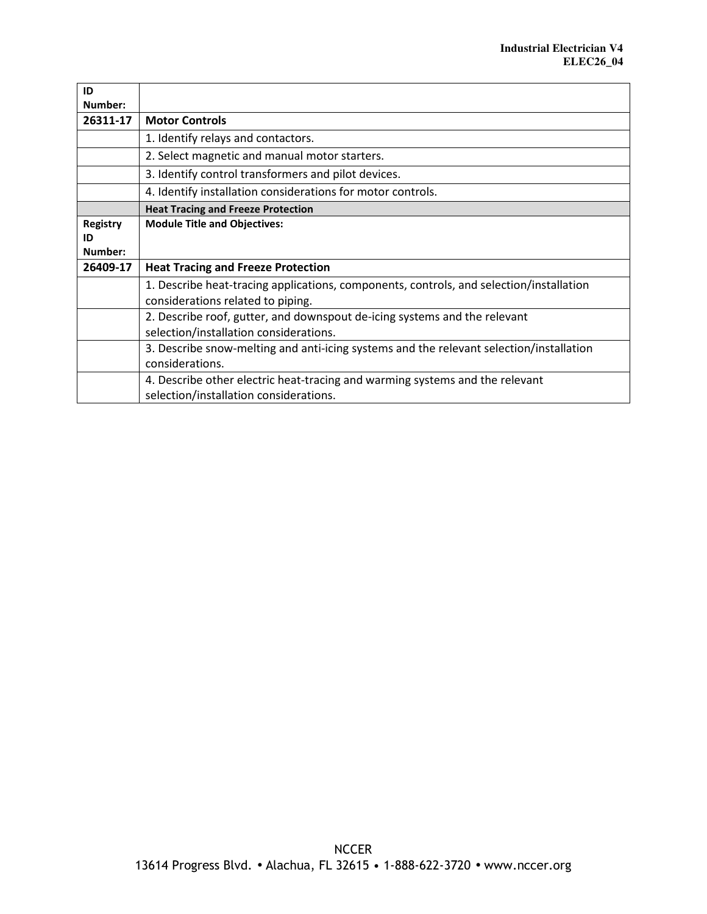| ID Number: | |
|---|---|
| **26311-17** | **Motor Controls** |
| | 1. Identify relays and contactors. |
| | 2. Select magnetic and manual motor starters. |
| | 3. Identify control transformers and pilot devices. |
| | 4. Identify installation considerations for motor controls. |
| | **Heat Tracing and Freeze Protection** |
| **Registry ID Number:** | **Module Title and Objectives:** |
| **26409-17** | **Heat Tracing and Freeze Protection** |
| | 1. Describe heat-tracing applications, components, controls, and selection/installation considerations related to piping. |
| | 2. Describe roof, gutter, and downspout de-icing systems and the relevant selection/installation considerations. |
| | 3. Describe snow-melting and anti-icing systems and the relevant selection/installation considerations. |
| | 4. Describe other electric heat-tracing and warming systems and the relevant selection/installation considerations. |